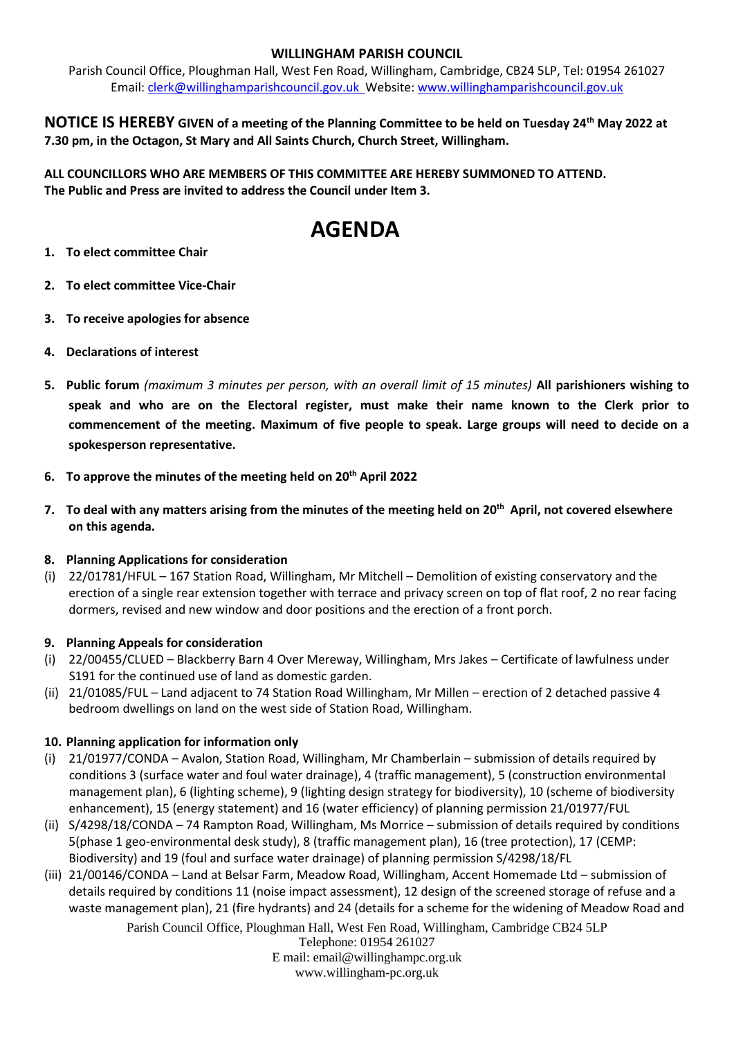**WILLINGHAM PARISH COUNCIL**

Parish Council Office, Ploughman Hall, West Fen Road, Willingham, Cambridge, CB24 5LP, Tel: 01954 261027
Email: clerk@willinghamparishcouncil.gov.uk Website: www.willinghamparishcouncil.gov.uk

**NOTICE IS HEREBY GIVEN of a meeting of the Planning Committee to be held on Tuesday 24th May 2022 at 7.30 pm, in the Octagon, St Mary and All Saints Church, Church Street, Willingham.**

**ALL COUNCILLORS WHO ARE MEMBERS OF THIS COMMITTEE ARE HEREBY SUMMONED TO ATTEND.**
**The Public and Press are invited to address the Council under Item 3.**

# AGENDA

1. **To elect committee Chair**

2. **To elect committee Vice-Chair**

3. **To receive apologies for absence**

4. **Declarations of interest**

5. **Public forum** *(maximum 3 minutes per person, with an overall limit of 15 minutes)* **All parishioners wishing to speak and who are on the Electoral register, must make their name known to the Clerk prior to commencement of the meeting. Maximum of five people to speak. Large groups will need to decide on a spokesperson representative.**

6. **To approve the minutes of the meeting held on 20th April 2022**

7. **To deal with any matters arising from the minutes of the meeting held on 20th April, not covered elsewhere on this agenda.**

8. **Planning Applications for consideration**

(i) 22/01781/HFUL – 167 Station Road, Willingham, Mr Mitchell – Demolition of existing conservatory and the erection of a single rear extension together with terrace and privacy screen on top of flat roof, 2 no rear facing dormers, revised and new window and door positions and the erection of a front porch.

9. **Planning Appeals for consideration**

(i) 22/00455/CLUED – Blackberry Barn 4 Over Mereway, Willingham, Mrs Jakes – Certificate of lawfulness under S191 for the continued use of land as domestic garden.

(ii) 21/01085/FUL – Land adjacent to 74 Station Road Willingham, Mr Millen – erection of 2 detached passive 4 bedroom dwellings on land on the west side of Station Road, Willingham.

10. **Planning application for information only**

(i) 21/01977/CONDA – Avalon, Station Road, Willingham, Mr Chamberlain – submission of details required by conditions 3 (surface water and foul water drainage), 4 (traffic management), 5 (construction environmental management plan), 6 (lighting scheme), 9 (lighting design strategy for biodiversity), 10 (scheme of biodiversity enhancement), 15 (energy statement) and 16 (water efficiency) of planning permission 21/01977/FUL

(ii) S/4298/18/CONDA – 74 Rampton Road, Willingham, Ms Morrice – submission of details required by conditions 5(phase 1 geo-environmental desk study), 8 (traffic management plan), 16 (tree protection), 17 (CEMP: Biodiversity) and 19 (foul and surface water drainage) of planning permission S/4298/18/FL

(iii) 21/00146/CONDA – Land at Belsar Farm, Meadow Road, Willingham, Accent Homemade Ltd – submission of details required by conditions 11 (noise impact assessment), 12 design of the screened storage of refuse and a waste management plan), 21 (fire hydrants) and 24 (details for a scheme for the widening of Meadow Road and

Parish Council Office, Ploughman Hall, West Fen Road, Willingham, Cambridge CB24 5LP
Telephone: 01954 261027
E mail: email@willinghampc.org.uk
www.willingham-pc.org.uk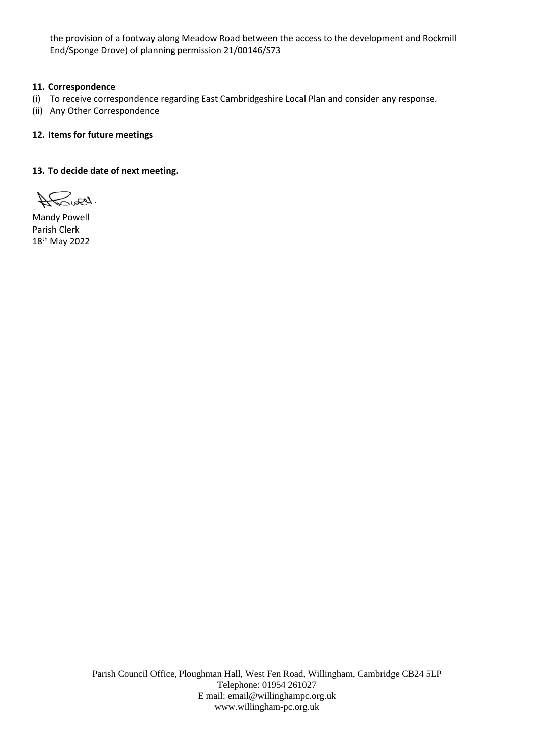the provision of a footway along Meadow Road between the access to the development and Rockmill End/Sponge Drove) of planning permission 21/00146/S73

**11. Correspondence**

(i) To receive correspondence regarding East Cambridgeshire Local Plan and consider any response.
(ii) Any Other Correspondence

**12. Items for future meetings**

**13. To decide date of next meeting.**

Mandy Powell
Parish Clerk
18th May 2022

Parish Council Office, Ploughman Hall, West Fen Road, Willingham, Cambridge CB24 5LP
Telephone: 01954 261027
E mail: email@willinghampc.org.uk
www.willingham-pc.org.uk